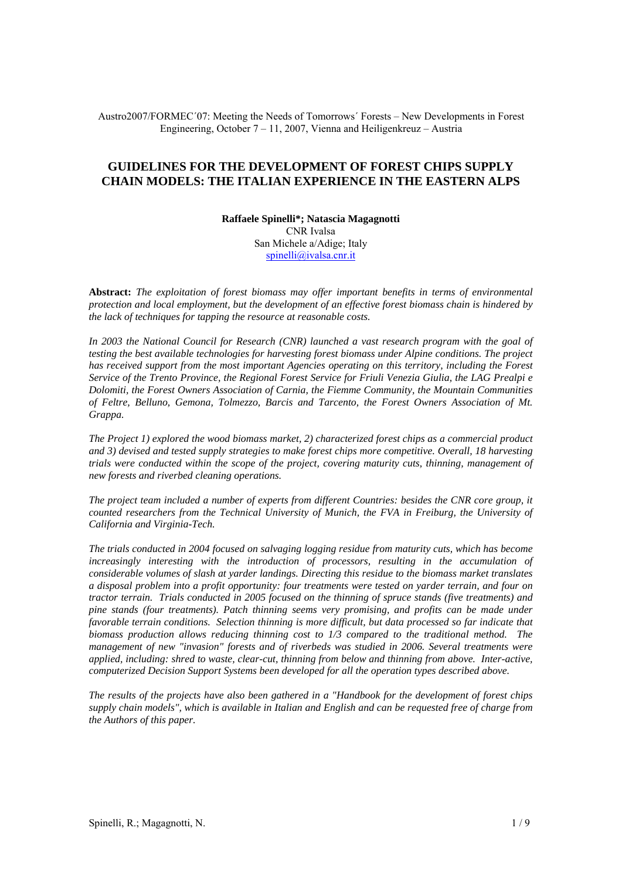Austro2007/FORMEC´07: Meeting the Needs of Tomorrows´ Forests – New Developments in Forest Engineering, October 7 – 11, 2007, Vienna and Heiligenkreuz – Austria

# GUIDELINES FOR THE DEVELOPMENT OF FOREST CHIPS SUPPLY CHAIN MODELS: THE ITALIAN EXPERIENCE IN THE EASTERN ALPS

**Raffaele Spinelli\*; Natascia Magagnotti**
CNR Ivalsa
San Michele a/Adige; Italy
spinelli@ivalsa.cnr.it

**Abstract:** *The exploitation of forest biomass may offer important benefits in terms of environmental protection and local employment, but the development of an effective forest biomass chain is hindered by the lack of techniques for tapping the resource at reasonable costs.*

*In 2003 the National Council for Research (CNR) launched a vast research program with the goal of testing the best available technologies for harvesting forest biomass under Alpine conditions. The project has received support from the most important Agencies operating on this territory, including the Forest Service of the Trento Province, the Regional Forest Service for Friuli Venezia Giulia, the LAG Prealpi e Dolomiti, the Forest Owners Association of Carnia, the Fiemme Community, the Mountain Communities of Feltre, Belluno, Gemona, Tolmezzo, Barcis and Tarcento, the Forest Owners Association of Mt. Grappa.*

*The Project 1) explored the wood biomass market, 2) characterized forest chips as a commercial product and 3) devised and tested supply strategies to make forest chips more competitive. Overall, 18 harvesting trials were conducted within the scope of the project, covering maturity cuts, thinning, management of new forests and riverbed cleaning operations.*

*The project team included a number of experts from different Countries: besides the CNR core group, it counted researchers from the Technical University of Munich, the FVA in Freiburg, the University of California and Virginia-Tech.*

*The trials conducted in 2004 focused on salvaging logging residue from maturity cuts, which has become increasingly interesting with the introduction of processors, resulting in the accumulation of considerable volumes of slash at yarder landings. Directing this residue to the biomass market translates a disposal problem into a profit opportunity: four treatments were tested on yarder terrain, and four on tractor terrain. Trials conducted in 2005 focused on the thinning of spruce stands (five treatments) and pine stands (four treatments). Patch thinning seems very promising, and profits can be made under favorable terrain conditions. Selection thinning is more difficult, but data processed so far indicate that biomass production allows reducing thinning cost to 1/3 compared to the traditional method. The management of new "invasion" forests and of riverbeds was studied in 2006. Several treatments were applied, including: shred to waste, clear-cut, thinning from below and thinning from above. Inter-active, computerized Decision Support Systems been developed for all the operation types described above.*

*The results of the projects have also been gathered in a "Handbook for the development of forest chips supply chain models", which is available in Italian and English and can be requested free of charge from the Authors of this paper.*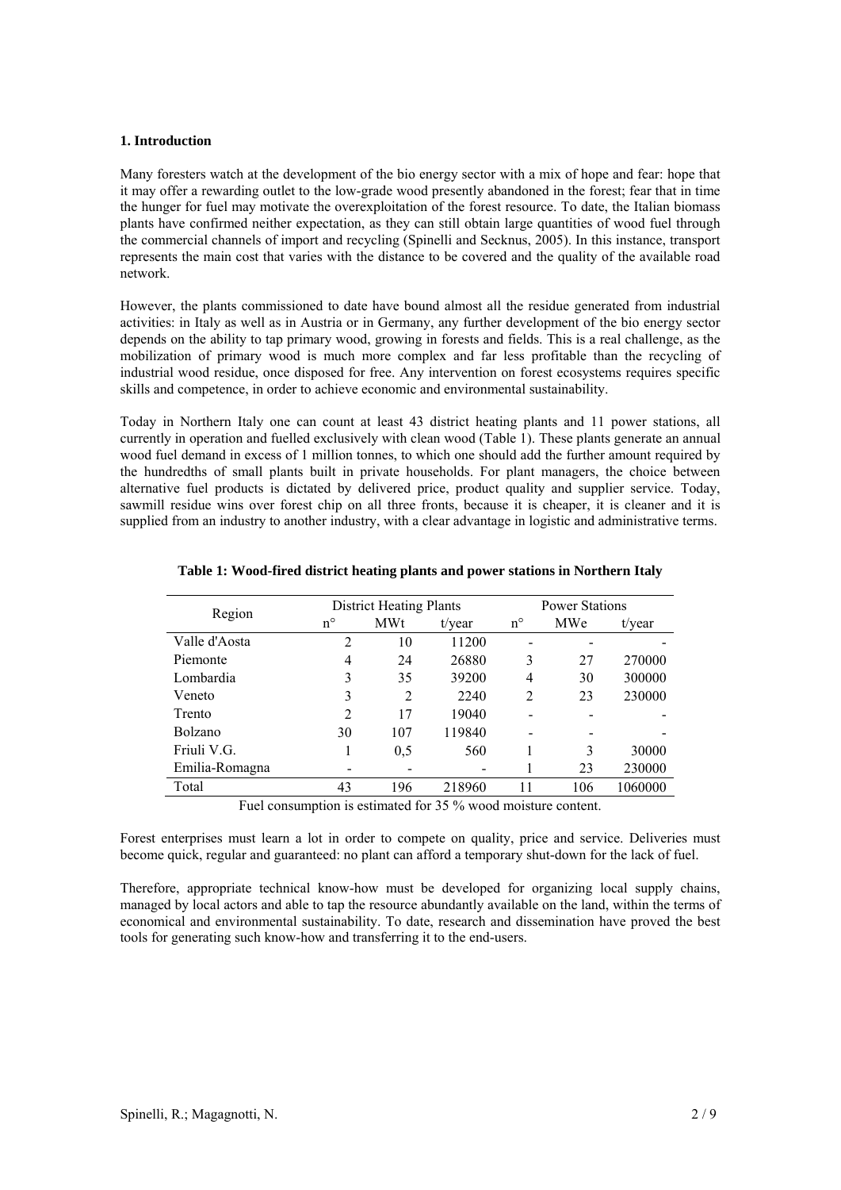## 1. Introduction

Many foresters watch at the development of the bio energy sector with a mix of hope and fear: hope that it may offer a rewarding outlet to the low-grade wood presently abandoned in the forest; fear that in time the hunger for fuel may motivate the overexploitation of the forest resource. To date, the Italian biomass plants have confirmed neither expectation, as they can still obtain large quantities of wood fuel through the commercial channels of import and recycling (Spinelli and Secknus, 2005). In this instance, transport represents the main cost that varies with the distance to be covered and the quality of the available road network.

However, the plants commissioned to date have bound almost all the residue generated from industrial activities: in Italy as well as in Austria or in Germany, any further development of the bio energy sector depends on the ability to tap primary wood, growing in forests and fields. This is a real challenge, as the mobilization of primary wood is much more complex and far less profitable than the recycling of industrial wood residue, once disposed for free. Any intervention on forest ecosystems requires specific skills and competence, in order to achieve economic and environmental sustainability.

Today in Northern Italy one can count at least 43 district heating plants and 11 power stations, all currently in operation and fuelled exclusively with clean wood (Table 1). These plants generate an annual wood fuel demand in excess of 1 million tonnes, to which one should add the further amount required by the hundredths of small plants built in private households. For plant managers, the choice between alternative fuel products is dictated by delivered price, product quality and supplier service. Today, sawmill residue wins over forest chip on all three fronts, because it is cheaper, it is cleaner and it is supplied from an industry to another industry, with a clear advantage in logistic and administrative terms.

**Table 1: Wood-fired district heating plants and power stations in Northern Italy**

| Region | District Heating Plants | | | Power Stations | | |
|---|---|---|---|---|---|---|
| | n° | MWt | t/year | n° | MWe | t/year |
| Valle d'Aosta | 2 | 10 | 11200 | - | - | - |
| Piemonte | 4 | 24 | 26880 | 3 | 27 | 270000 |
| Lombardia | 3 | 35 | 39200 | 4 | 30 | 300000 |
| Veneto | 3 | 2 | 2240 | 2 | 23 | 230000 |
| Trento | 2 | 17 | 19040 | - | - | - |
| Bolzano | 30 | 107 | 119840 | - | - | - |
| Friuli V.G. | 1 | 0,5 | 560 | 1 | 3 | 30000 |
| Emilia-Romagna | - | - | - | 1 | 23 | 230000 |
| Total | 43 | 196 | 218960 | 11 | 106 | 1060000 |

Fuel consumption is estimated for 35 % wood moisture content.

Forest enterprises must learn a lot in order to compete on quality, price and service. Deliveries must become quick, regular and guaranteed: no plant can afford a temporary shut-down for the lack of fuel.

Therefore, appropriate technical know-how must be developed for organizing local supply chains, managed by local actors and able to tap the resource abundantly available on the land, within the terms of economical and environmental sustainability. To date, research and dissemination have proved the best tools for generating such know-how and transferring it to the end-users.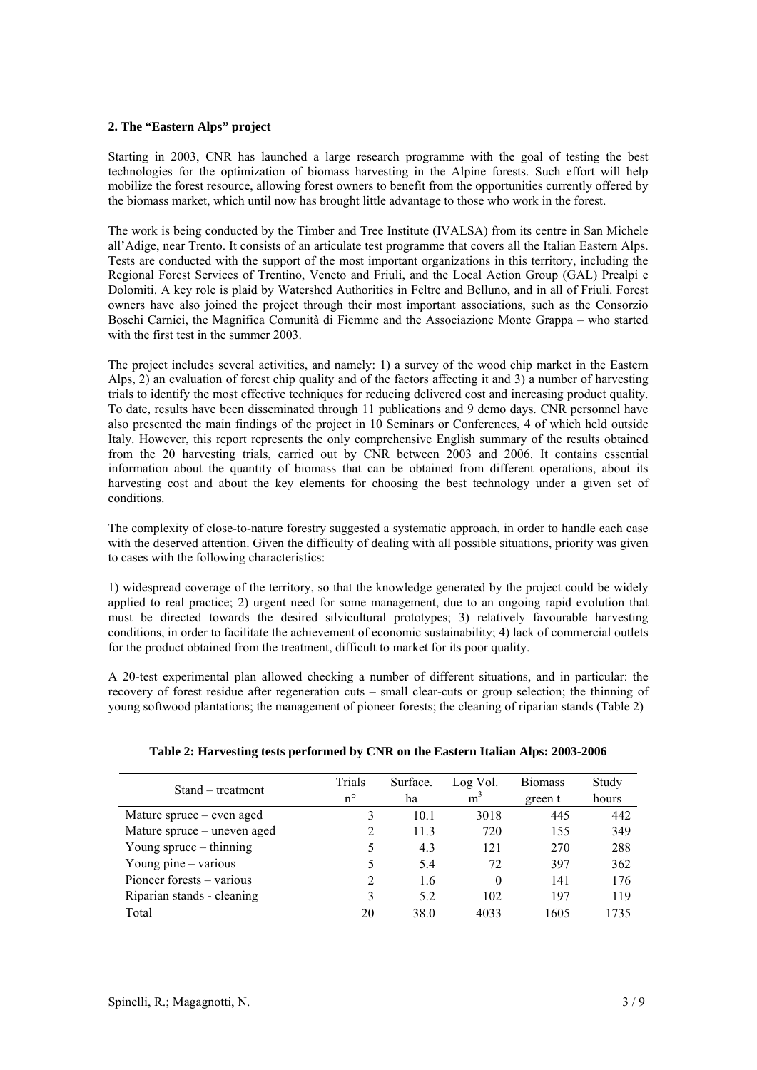## 2. The "Eastern Alps" project

Starting in 2003, CNR has launched a large research programme with the goal of testing the best technologies for the optimization of biomass harvesting in the Alpine forests. Such effort will help mobilize the forest resource, allowing forest owners to benefit from the opportunities currently offered by the biomass market, which until now has brought little advantage to those who work in the forest.

The work is being conducted by the Timber and Tree Institute (IVALSA) from its centre in San Michele all'Adige, near Trento. It consists of an articulate test programme that covers all the Italian Eastern Alps. Tests are conducted with the support of the most important organizations in this territory, including the Regional Forest Services of Trentino, Veneto and Friuli, and the Local Action Group (GAL) Prealpi e Dolomiti. A key role is plaid by Watershed Authorities in Feltre and Belluno, and in all of Friuli. Forest owners have also joined the project through their most important associations, such as the Consorzio Boschi Carnici, the Magnifica Comunità di Fiemme and the Associazione Monte Grappa – who started with the first test in the summer 2003.

The project includes several activities, and namely: 1) a survey of the wood chip market in the Eastern Alps, 2) an evaluation of forest chip quality and of the factors affecting it and 3) a number of harvesting trials to identify the most effective techniques for reducing delivered cost and increasing product quality. To date, results have been disseminated through 11 publications and 9 demo days. CNR personnel have also presented the main findings of the project in 10 Seminars or Conferences, 4 of which held outside Italy. However, this report represents the only comprehensive English summary of the results obtained from the 20 harvesting trials, carried out by CNR between 2003 and 2006. It contains essential information about the quantity of biomass that can be obtained from different operations, about its harvesting cost and about the key elements for choosing the best technology under a given set of conditions.

The complexity of close-to-nature forestry suggested a systematic approach, in order to handle each case with the deserved attention. Given the difficulty of dealing with all possible situations, priority was given to cases with the following characteristics:

1) widespread coverage of the territory, so that the knowledge generated by the project could be widely applied to real practice; 2) urgent need for some management, due to an ongoing rapid evolution that must be directed towards the desired silvicultural prototypes; 3) relatively favourable harvesting conditions, in order to facilitate the achievement of economic sustainability; 4) lack of commercial outlets for the product obtained from the treatment, difficult to market for its poor quality.

A 20-test experimental plan allowed checking a number of different situations, and in particular: the recovery of forest residue after regeneration cuts – small clear-cuts or group selection; the thinning of young softwood plantations; the management of pioneer forests; the cleaning of riparian stands (Table 2)

**Table 2: Harvesting tests performed by CNR on the Eastern Italian Alps: 2003-2006**

| Stand – treatment | Trials n° | Surface. ha | Log Vol. $m^3$ | Biomass green t | Study hours |
|---|---|---|---|---|---|
| Mature spruce – even aged | 3 | 10.1 | 3018 | 445 | 442 |
| Mature spruce – uneven aged | 2 | 11.3 | 720 | 155 | 349 |
| Young spruce – thinning | 5 | 4.3 | 121 | 270 | 288 |
| Young pine – various | 5 | 5.4 | 72 | 397 | 362 |
| Pioneer forests – various | 2 | 1.6 | 0 | 141 | 176 |
| Riparian stands - cleaning | 3 | 5.2 | 102 | 197 | 119 |
| Total | 20 | 38.0 | 4033 | 1605 | 1735 |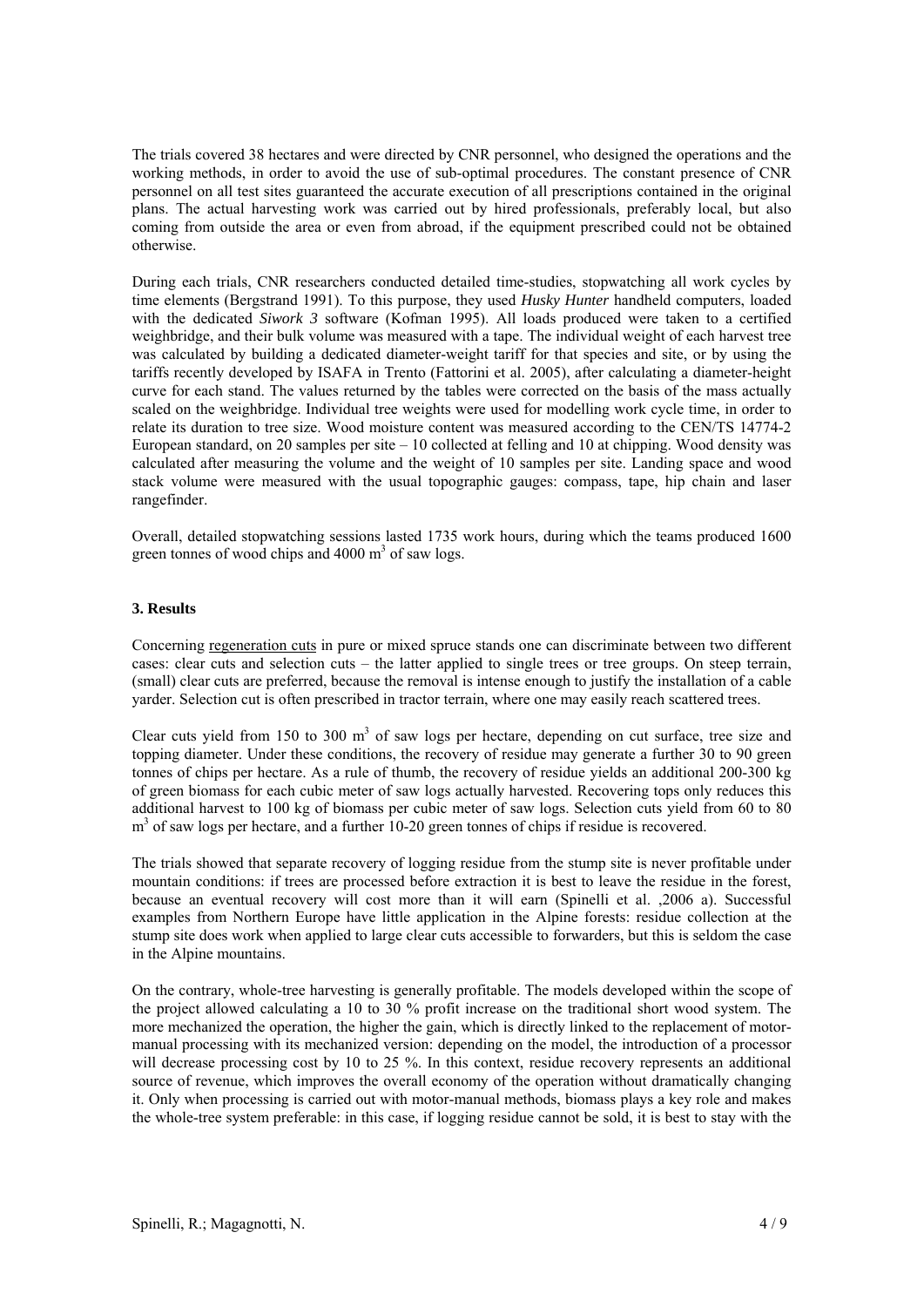The trials covered 38 hectares and were directed by CNR personnel, who designed the operations and the working methods, in order to avoid the use of sub-optimal procedures. The constant presence of CNR personnel on all test sites guaranteed the accurate execution of all prescriptions contained in the original plans. The actual harvesting work was carried out by hired professionals, preferably local, but also coming from outside the area or even from abroad, if the equipment prescribed could not be obtained otherwise.

During each trials, CNR researchers conducted detailed time-studies, stopwatching all work cycles by time elements (Bergstrand 1991). To this purpose, they used *Husky Hunter* handheld computers, loaded with the dedicated *Siwork 3* software (Kofman 1995). All loads produced were taken to a certified weighbridge, and their bulk volume was measured with a tape. The individual weight of each harvest tree was calculated by building a dedicated diameter-weight tariff for that species and site, or by using the tariffs recently developed by ISAFA in Trento (Fattorini et al. 2005), after calculating a diameter-height curve for each stand. The values returned by the tables were corrected on the basis of the mass actually scaled on the weighbridge. Individual tree weights were used for modelling work cycle time, in order to relate its duration to tree size. Wood moisture content was measured according to the CEN/TS 14774-2 European standard, on 20 samples per site – 10 collected at felling and 10 at chipping. Wood density was calculated after measuring the volume and the weight of 10 samples per site. Landing space and wood stack volume were measured with the usual topographic gauges: compass, tape, hip chain and laser rangefinder.

Overall, detailed stopwatching sessions lasted 1735 work hours, during which the teams produced 1600 green tonnes of wood chips and 4000 $m^3$ of saw logs.

## 3. Results

Concerning regeneration cuts in pure or mixed spruce stands one can discriminate between two different cases: clear cuts and selection cuts – the latter applied to single trees or tree groups. On steep terrain, (small) clear cuts are preferred, because the removal is intense enough to justify the installation of a cable yarder. Selection cut is often prescribed in tractor terrain, where one may easily reach scattered trees.

Clear cuts yield from 150 to 300 $m^3$ of saw logs per hectare, depending on cut surface, tree size and topping diameter. Under these conditions, the recovery of residue may generate a further 30 to 90 green tonnes of chips per hectare. As a rule of thumb, the recovery of residue yields an additional 200-300 kg of green biomass for each cubic meter of saw logs actually harvested. Recovering tops only reduces this additional harvest to 100 kg of biomass per cubic meter of saw logs. Selection cuts yield from 60 to 80 $m^3$ of saw logs per hectare, and a further 10-20 green tonnes of chips if residue is recovered.

The trials showed that separate recovery of logging residue from the stump site is never profitable under mountain conditions: if trees are processed before extraction it is best to leave the residue in the forest, because an eventual recovery will cost more than it will earn (Spinelli et al. ,2006 a). Successful examples from Northern Europe have little application in the Alpine forests: residue collection at the stump site does work when applied to large clear cuts accessible to forwarders, but this is seldom the case in the Alpine mountains.

On the contrary, whole-tree harvesting is generally profitable. The models developed within the scope of the project allowed calculating a 10 to 30 % profit increase on the traditional short wood system. The more mechanized the operation, the higher the gain, which is directly linked to the replacement of motor-manual processing with its mechanized version: depending on the model, the introduction of a processor will decrease processing cost by 10 to 25 %. In this context, residue recovery represents an additional source of revenue, which improves the overall economy of the operation without dramatically changing it. Only when processing is carried out with motor-manual methods, biomass plays a key role and makes the whole-tree system preferable: in this case, if logging residue cannot be sold, it is best to stay with the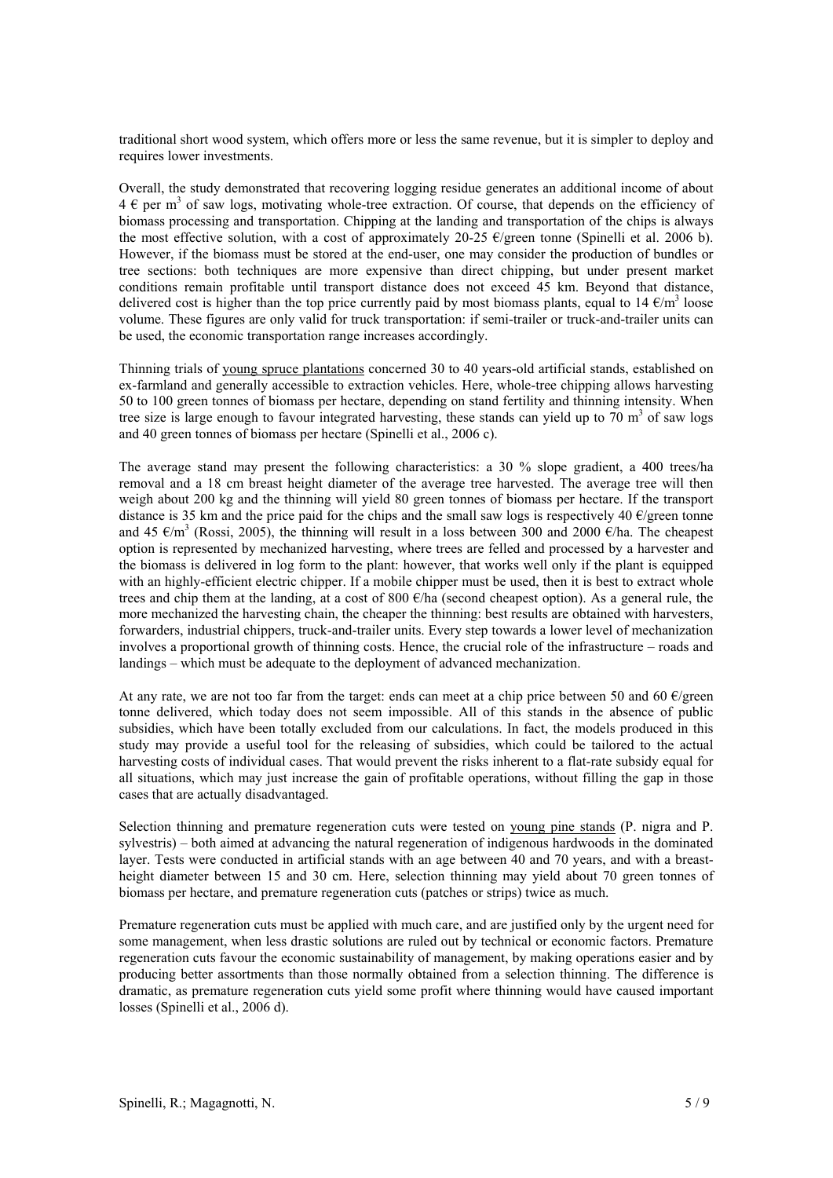traditional short wood system, which offers more or less the same revenue, but it is simpler to deploy and requires lower investments.

Overall, the study demonstrated that recovering logging residue generates an additional income of about 4 € per $m^3$ of saw logs, motivating whole-tree extraction. Of course, that depends on the efficiency of biomass processing and transportation. Chipping at the landing and transportation of the chips is always the most effective solution, with a cost of approximately 20-25 €/green tonne (Spinelli et al. 2006 b). However, if the biomass must be stored at the end-user, one may consider the production of bundles or tree sections: both techniques are more expensive than direct chipping, but under present market conditions remain profitable until transport distance does not exceed 45 km. Beyond that distance, delivered cost is higher than the top price currently paid by most biomass plants, equal to 14 €/$m^3$ loose volume. These figures are only valid for truck transportation: if semi-trailer or truck-and-trailer units can be used, the economic transportation range increases accordingly.

Thinning trials of young spruce plantations concerned 30 to 40 years-old artificial stands, established on ex-farmland and generally accessible to extraction vehicles. Here, whole-tree chipping allows harvesting 50 to 100 green tonnes of biomass per hectare, depending on stand fertility and thinning intensity. When tree size is large enough to favour integrated harvesting, these stands can yield up to 70 $m^3$ of saw logs and 40 green tonnes of biomass per hectare (Spinelli et al., 2006 c).

The average stand may present the following characteristics: a 30 % slope gradient, a 400 trees/ha removal and a 18 cm breast height diameter of the average tree harvested. The average tree will then weigh about 200 kg and the thinning will yield 80 green tonnes of biomass per hectare. If the transport distance is 35 km and the price paid for the chips and the small saw logs is respectively 40 €/green tonne and 45 €/$m^3$ (Rossi, 2005), the thinning will result in a loss between 300 and 2000 €/ha. The cheapest option is represented by mechanized harvesting, where trees are felled and processed by a harvester and the biomass is delivered in log form to the plant: however, that works well only if the plant is equipped with an highly-efficient electric chipper. If a mobile chipper must be used, then it is best to extract whole trees and chip them at the landing, at a cost of 800 €/ha (second cheapest option). As a general rule, the more mechanized the harvesting chain, the cheaper the thinning: best results are obtained with harvesters, forwarders, industrial chippers, truck-and-trailer units. Every step towards a lower level of mechanization involves a proportional growth of thinning costs. Hence, the crucial role of the infrastructure – roads and landings – which must be adequate to the deployment of advanced mechanization.

At any rate, we are not too far from the target: ends can meet at a chip price between 50 and 60 €/green tonne delivered, which today does not seem impossible. All of this stands in the absence of public subsidies, which have been totally excluded from our calculations. In fact, the models produced in this study may provide a useful tool for the releasing of subsidies, which could be tailored to the actual harvesting costs of individual cases. That would prevent the risks inherent to a flat-rate subsidy equal for all situations, which may just increase the gain of profitable operations, without filling the gap in those cases that are actually disadvantaged.

Selection thinning and premature regeneration cuts were tested on young pine stands (P. nigra and P. sylvestris) – both aimed at advancing the natural regeneration of indigenous hardwoods in the dominated layer. Tests were conducted in artificial stands with an age between 40 and 70 years, and with a breast-height diameter between 15 and 30 cm. Here, selection thinning may yield about 70 green tonnes of biomass per hectare, and premature regeneration cuts (patches or strips) twice as much.

Premature regeneration cuts must be applied with much care, and are justified only by the urgent need for some management, when less drastic solutions are ruled out by technical or economic factors. Premature regeneration cuts favour the economic sustainability of management, by making operations easier and by producing better assortments than those normally obtained from a selection thinning. The difference is dramatic, as premature regeneration cuts yield some profit where thinning would have caused important losses (Spinelli et al., 2006 d).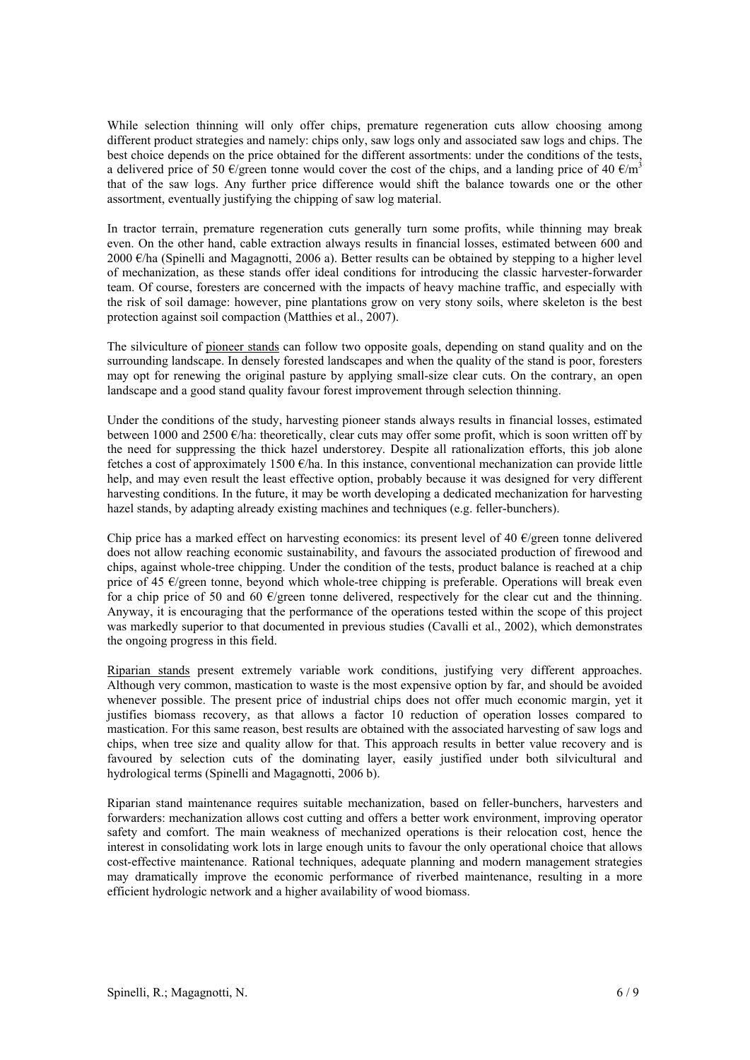While selection thinning will only offer chips, premature regeneration cuts allow choosing among different product strategies and namely: chips only, saw logs only and associated saw logs and chips. The best choice depends on the price obtained for the different assortments: under the conditions of the tests, a delivered price of 50 €/green tonne would cover the cost of the chips, and a landing price of 40 €/$m^3$ that of the saw logs. Any further price difference would shift the balance towards one or the other assortment, eventually justifying the chipping of saw log material.

In tractor terrain, premature regeneration cuts generally turn some profits, while thinning may break even. On the other hand, cable extraction always results in financial losses, estimated between 600 and 2000 €/ha (Spinelli and Magagnotti, 2006 a). Better results can be obtained by stepping to a higher level of mechanization, as these stands offer ideal conditions for introducing the classic harvester-forwarder team. Of course, foresters are concerned with the impacts of heavy machine traffic, and especially with the risk of soil damage: however, pine plantations grow on very stony soils, where skeleton is the best protection against soil compaction (Matthies et al., 2007).

The silviculture of pioneer stands can follow two opposite goals, depending on stand quality and on the surrounding landscape. In densely forested landscapes and when the quality of the stand is poor, foresters may opt for renewing the original pasture by applying small-size clear cuts. On the contrary, an open landscape and a good stand quality favour forest improvement through selection thinning.

Under the conditions of the study, harvesting pioneer stands always results in financial losses, estimated between 1000 and 2500 €/ha: theoretically, clear cuts may offer some profit, which is soon written off by the need for suppressing the thick hazel understorey. Despite all rationalization efforts, this job alone fetches a cost of approximately 1500 €/ha. In this instance, conventional mechanization can provide little help, and may even result the least effective option, probably because it was designed for very different harvesting conditions. In the future, it may be worth developing a dedicated mechanization for harvesting hazel stands, by adapting already existing machines and techniques (e.g. feller-bunchers).

Chip price has a marked effect on harvesting economics: its present level of 40 €/green tonne delivered does not allow reaching economic sustainability, and favours the associated production of firewood and chips, against whole-tree chipping. Under the condition of the tests, product balance is reached at a chip price of 45 €/green tonne, beyond which whole-tree chipping is preferable. Operations will break even for a chip price of 50 and 60 €/green tonne delivered, respectively for the clear cut and the thinning. Anyway, it is encouraging that the performance of the operations tested within the scope of this project was markedly superior to that documented in previous studies (Cavalli et al., 2002), which demonstrates the ongoing progress in this field.

Riparian stands present extremely variable work conditions, justifying very different approaches. Although very common, mastication to waste is the most expensive option by far, and should be avoided whenever possible. The present price of industrial chips does not offer much economic margin, yet it justifies biomass recovery, as that allows a factor 10 reduction of operation losses compared to mastication. For this same reason, best results are obtained with the associated harvesting of saw logs and chips, when tree size and quality allow for that. This approach results in better value recovery and is favoured by selection cuts of the dominating layer, easily justified under both silvicultural and hydrological terms (Spinelli and Magagnotti, 2006 b).

Riparian stand maintenance requires suitable mechanization, based on feller-bunchers, harvesters and forwarders: mechanization allows cost cutting and offers a better work environment, improving operator safety and comfort. The main weakness of mechanized operations is their relocation cost, hence the interest in consolidating work lots in large enough units to favour the only operational choice that allows cost-effective maintenance. Rational techniques, adequate planning and modern management strategies may dramatically improve the economic performance of riverbed maintenance, resulting in a more efficient hydrologic network and a higher availability of wood biomass.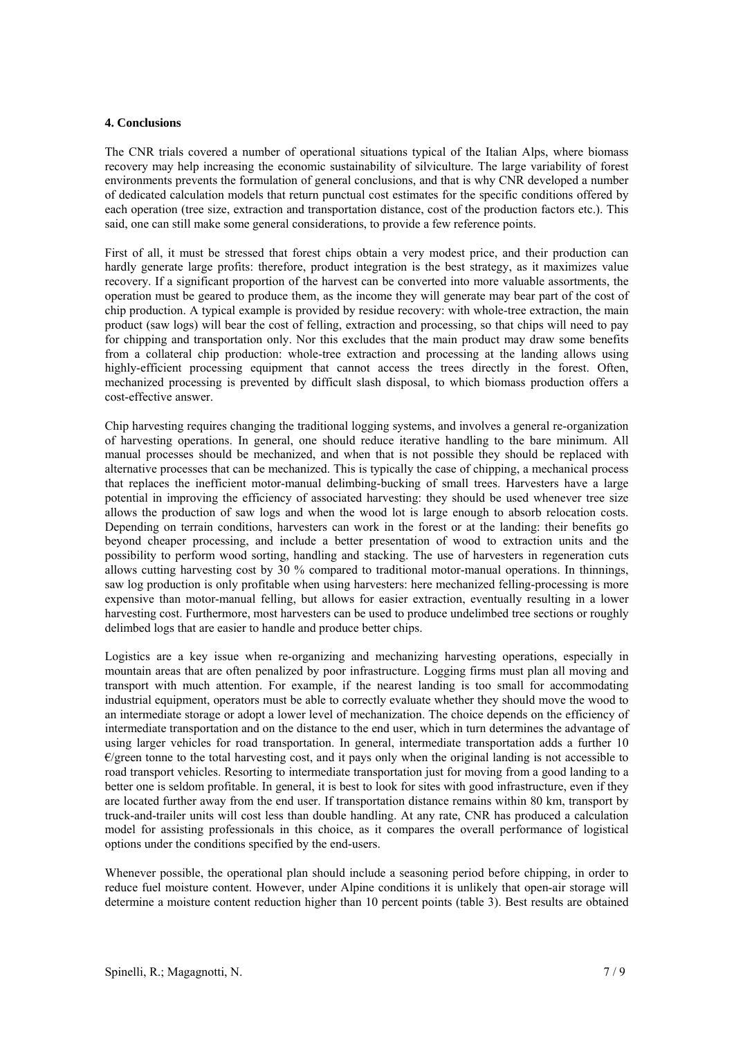### 4. Conclusions

The CNR trials covered a number of operational situations typical of the Italian Alps, where biomass recovery may help increasing the economic sustainability of silviculture. The large variability of forest environments prevents the formulation of general conclusions, and that is why CNR developed a number of dedicated calculation models that return punctual cost estimates for the specific conditions offered by each operation (tree size, extraction and transportation distance, cost of the production factors etc.). This said, one can still make some general considerations, to provide a few reference points.

First of all, it must be stressed that forest chips obtain a very modest price, and their production can hardly generate large profits: therefore, product integration is the best strategy, as it maximizes value recovery. If a significant proportion of the harvest can be converted into more valuable assortments, the operation must be geared to produce them, as the income they will generate may bear part of the cost of chip production. A typical example is provided by residue recovery: with whole-tree extraction, the main product (saw logs) will bear the cost of felling, extraction and processing, so that chips will need to pay for chipping and transportation only. Nor this excludes that the main product may draw some benefits from a collateral chip production: whole-tree extraction and processing at the landing allows using highly-efficient processing equipment that cannot access the trees directly in the forest. Often, mechanized processing is prevented by difficult slash disposal, to which biomass production offers a cost-effective answer.

Chip harvesting requires changing the traditional logging systems, and involves a general re-organization of harvesting operations. In general, one should reduce iterative handling to the bare minimum. All manual processes should be mechanized, and when that is not possible they should be replaced with alternative processes that can be mechanized. This is typically the case of chipping, a mechanical process that replaces the inefficient motor-manual delimbing-bucking of small trees. Harvesters have a large potential in improving the efficiency of associated harvesting: they should be used whenever tree size allows the production of saw logs and when the wood lot is large enough to absorb relocation costs. Depending on terrain conditions, harvesters can work in the forest or at the landing: their benefits go beyond cheaper processing, and include a better presentation of wood to extraction units and the possibility to perform wood sorting, handling and stacking. The use of harvesters in regeneration cuts allows cutting harvesting cost by 30 % compared to traditional motor-manual operations. In thinnings, saw log production is only profitable when using harvesters: here mechanized felling-processing is more expensive than motor-manual felling, but allows for easier extraction, eventually resulting in a lower harvesting cost. Furthermore, most harvesters can be used to produce undelimbed tree sections or roughly delimbed logs that are easier to handle and produce better chips.

Logistics are a key issue when re-organizing and mechanizing harvesting operations, especially in mountain areas that are often penalized by poor infrastructure. Logging firms must plan all moving and transport with much attention. For example, if the nearest landing is too small for accommodating industrial equipment, operators must be able to correctly evaluate whether they should move the wood to an intermediate storage or adopt a lower level of mechanization. The choice depends on the efficiency of intermediate transportation and on the distance to the end user, which in turn determines the advantage of using larger vehicles for road transportation. In general, intermediate transportation adds a further 10 €/green tonne to the total harvesting cost, and it pays only when the original landing is not accessible to road transport vehicles. Resorting to intermediate transportation just for moving from a good landing to a better one is seldom profitable. In general, it is best to look for sites with good infrastructure, even if they are located further away from the end user. If transportation distance remains within 80 km, transport by truck-and-trailer units will cost less than double handling. At any rate, CNR has produced a calculation model for assisting professionals in this choice, as it compares the overall performance of logistical options under the conditions specified by the end-users.

Whenever possible, the operational plan should include a seasoning period before chipping, in order to reduce fuel moisture content. However, under Alpine conditions it is unlikely that open-air storage will determine a moisture content reduction higher than 10 percent points (table 3). Best results are obtained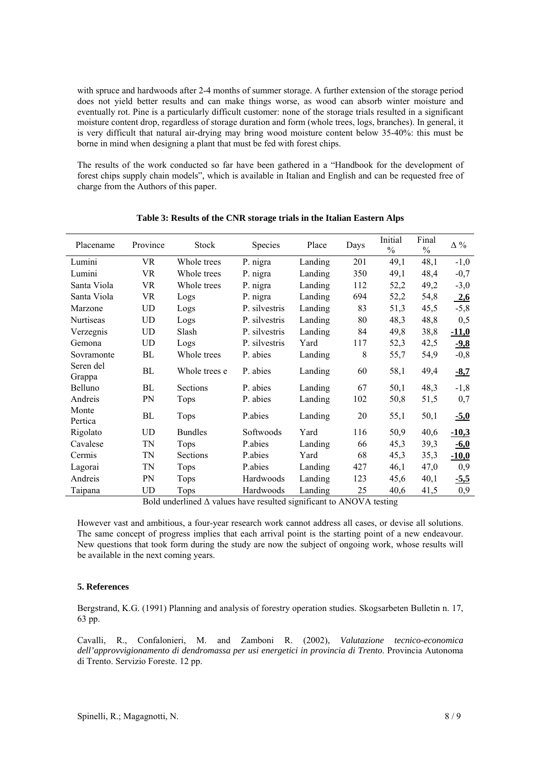with spruce and hardwoods after 2-4 months of summer storage. A further extension of the storage period does not yield better results and can make things worse, as wood can absorb winter moisture and eventually rot. Pine is a particularly difficult customer: none of the storage trials resulted in a significant moisture content drop, regardless of storage duration and form (whole trees, logs, branches). In general, it is very difficult that natural air-drying may bring wood moisture content below 35-40%: this must be borne in mind when designing a plant that must be fed with forest chips.

The results of the work conducted so far have been gathered in a "Handbook for the development of forest chips supply chain models", which is available in Italian and English and can be requested free of charge from the Authors of this paper.

**Table 3: Results of the CNR storage trials in the Italian Eastern Alps**

| Placename | Province | Stock | Species | Place | Days | Initial % | Final % | Δ % |
|---|---|---|---|---|---|---|---|---|
| Lumini | VR | Whole trees | P. nigra | Landing | 201 | 49,1 | 48,1 | -1,0 |
| Lumini | VR | Whole trees | P. nigra | Landing | 350 | 49,1 | 48,4 | -0,7 |
| Santa Viola | VR | Whole trees | P. nigra | Landing | 112 | 52,2 | 49,2 | -3,0 |
| Santa Viola | VR | Logs | P. nigra | Landing | 694 | 52,2 | 54,8 | **2,6** |
| Marzone | UD | Logs | P. silvestris | Landing | 83 | 51,3 | 45,5 | -5,8 |
| Nurtiseas | UD | Logs | P. silvestris | Landing | 80 | 48,3 | 48,8 | 0,5 |
| Verzegnis | UD | Slash | P. silvestris | Landing | 84 | 49,8 | 38,8 | **-11,0** |
| Gemona | UD | Logs | P. silvestris | Yard | 117 | 52,3 | 42,5 | **-9,8** |
| Sovramonte | BL | Whole trees | P. abies | Landing | 8 | 55,7 | 54,9 | -0,8 |
| Seren del Grappa | BL | Whole trees e | P. abies | Landing | 60 | 58,1 | 49,4 | **-8,7** |
| Belluno | BL | Sections | P. abies | Landing | 67 | 50,1 | 48,3 | -1,8 |
| Andreis | PN | Tops | P. abies | Landing | 102 | 50,8 | 51,5 | 0,7 |
| Monte Pertica | BL | Tops | P.abies | Landing | 20 | 55,1 | 50,1 | **-5,0** |
| Rigolato | UD | Bundles | Softwoods | Yard | 116 | 50,9 | 40,6 | **-10,3** |
| Cavalese | TN | Tops | P.abies | Landing | 66 | 45,3 | 39,3 | **-6,0** |
| Cermis | TN | Sections | P.abies | Yard | 68 | 45,3 | 35,3 | **-10,0** |
| Lagorai | TN | Tops | P.abies | Landing | 427 | 46,1 | 47,0 | 0,9 |
| Andreis | PN | Tops | Hardwoods | Landing | 123 | 45,6 | 40,1 | **-5,5** |
| Taipana | UD | Tops | Hardwoods | Landing | 25 | 40,6 | 41,5 | 0,9 |

Bold underlined Δ values have resulted significant to ANOVA testing

However vast and ambitious, a four-year research work cannot address all cases, or devise all solutions. The same concept of progress implies that each arrival point is the starting point of a new endeavour. New questions that took form during the study are now the subject of ongoing work, whose results will be available in the next coming years.

## 5. References

Bergstrand, K.G. (1991) Planning and analysis of forestry operation studies. Skogsarbeten Bulletin n. 17, 63 pp.

Cavalli, R., Confalonieri, M. and Zamboni R. (2002), *Valutazione tecnico-economica dell'approvvigionamento di dendromassa per usi energetici in provincia di Trento*. Provincia Autonoma di Trento. Servizio Foreste. 12 pp.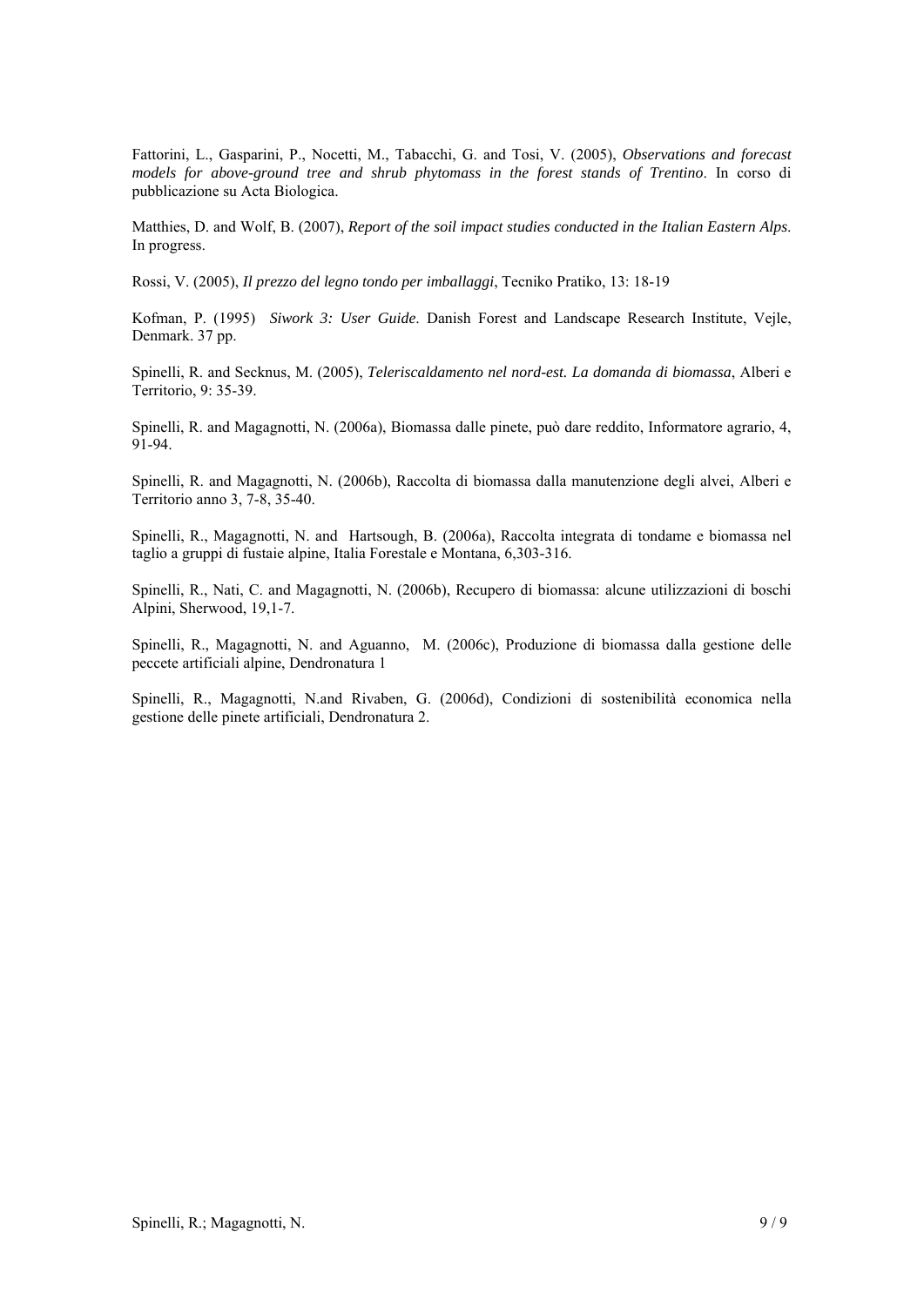Fattorini, L., Gasparini, P., Nocetti, M., Tabacchi, G. and Tosi, V. (2005), *Observations and forecast models for above-ground tree and shrub phytomass in the forest stands of Trentino*. In corso di pubblicazione su Acta Biologica.

Matthies, D. and Wolf, B. (2007), *Report of the soil impact studies conducted in the Italian Eastern Alps*. In progress.

Rossi, V. (2005), *Il prezzo del legno tondo per imballaggi*, Tecniko Pratiko, 13: 18-19

Kofman, P. (1995) *Siwork 3: User Guide*. Danish Forest and Landscape Research Institute, Vejle, Denmark. 37 pp.

Spinelli, R. and Secknus, M. (2005), *Teleriscaldamento nel nord-est. La domanda di biomassa*, Alberi e Territorio, 9: 35-39.

Spinelli, R. and Magagnotti, N. (2006a), Biomassa dalle pinete, può dare reddito, Informatore agrario, 4, 91-94.

Spinelli, R. and Magagnotti, N. (2006b), Raccolta di biomassa dalla manutenzione degli alvei, Alberi e Territorio anno 3, 7-8, 35-40.

Spinelli, R., Magagnotti, N. and Hartsough, B. (2006a), Raccolta integrata di tondame e biomassa nel taglio a gruppi di fustaie alpine, Italia Forestale e Montana, 6,303-316.

Spinelli, R., Nati, C. and Magagnotti, N. (2006b), Recupero di biomassa: alcune utilizzazioni di boschi Alpini, Sherwood, 19,1-7.

Spinelli, R., Magagnotti, N. and Aguanno, M. (2006c), Produzione di biomassa dalla gestione delle peccete artificiali alpine, Dendronatura 1

Spinelli, R., Magagnotti, N.and Rivaben, G. (2006d), Condizioni di sostenibilità economica nella gestione delle pinete artificiali, Dendronatura 2.